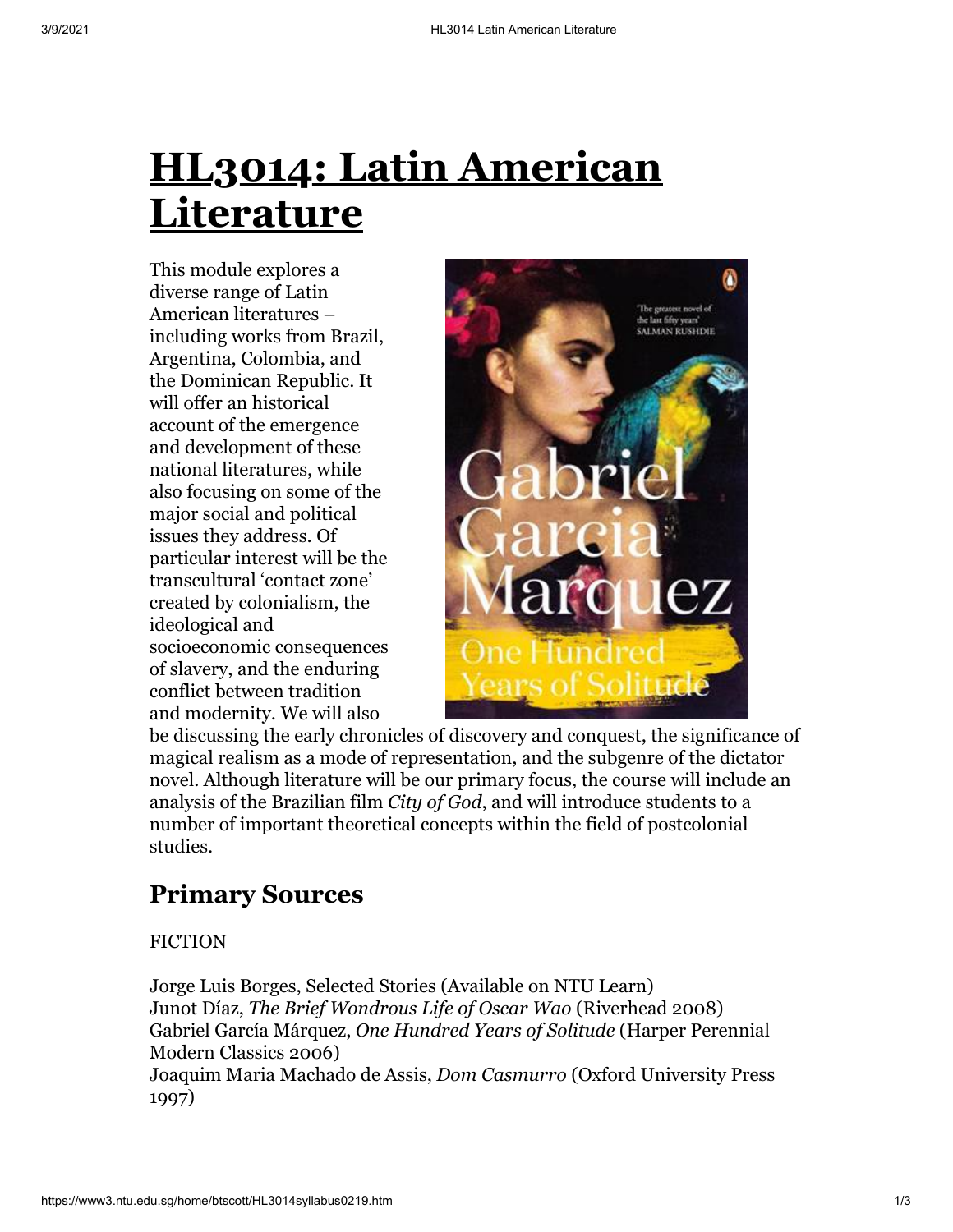# HL3014: Latin American Literature

This module explores a diverse range of Latin American literatures – including works from Brazil, Argentina, Colombia, and the Dominican Republic. It will offer an historical account of the emergence and development of these national literatures, while also focusing on some of the major social and political issues they address. Of particular interest will be the transcultural 'contact zone' created by colonialism, the ideological and socioeconomic consequences of slavery, and the enduring conflict between tradition and modernity. We will also be discussing the early chronicles of discovery and conquest, the significance of magical realism as a mode of representation, and the subgenre of the dictator novel. Although literature will be our primary focus, the course will include an analysis of the Brazilian film *City of God*, and will introduce students to a number of important theoretical concepts within the field of postcolonial studies.

## Primary Sources

FICTION

Jorge Luis Borges, Selected Stories (Available on NTU Learn)
Junot Díaz, *The Brief Wondrous Life of Oscar Wao* (Riverhead 2008)
Gabriel García Márquez, *One Hundred Years of Solitude* (Harper Perennial Modern Classics 2006)
Joaquim Maria Machado de Assis, *Dom Casmurro* (Oxford University Press 1997)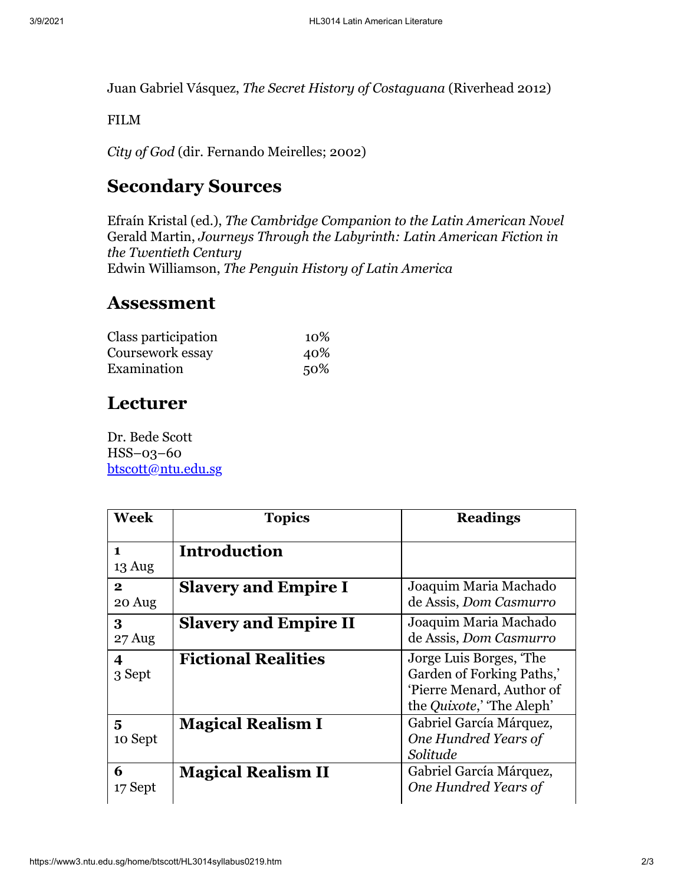Juan Gabriel Vásquez, *The Secret History of Costaguana* (Riverhead 2012)

FILM

*City of God* (dir. Fernando Meirelles; 2002)

## Secondary Sources

Efraín Kristal (ed.), *The Cambridge Companion to the Latin American Novel*
Gerald Martin, *Journeys Through the Labyrinth: Latin American Fiction in the Twentieth Century*
Edwin Williamson, *The Penguin History of Latin America*

## Assessment

| | |
|---|---|
| Class participation | 10% |
| Coursework essay | 40% |
| Examination | 50% |

## Lecturer

Dr. Bede Scott
HSS–03–60
btscott@ntu.edu.sg

| Week | Topics | Readings |
|---|---|---|
| **1** 13 Aug | **Introduction** | |
| **2** 20 Aug | **Slavery and Empire I** | Joaquim Maria Machado de Assis, *Dom Casmurro* |
| **3** 27 Aug | **Slavery and Empire II** | Joaquim Maria Machado de Assis, *Dom Casmurro* |
| **4** 3 Sept | **Fictional Realities** | Jorge Luis Borges, 'The Garden of Forking Paths,' 'Pierre Menard, Author of the *Quixote*,' 'The Aleph' |
| **5** 10 Sept | **Magical Realism I** | Gabriel García Márquez, *One Hundred Years of Solitude* |
| **6** 17 Sept | **Magical Realism II** | Gabriel García Márquez, *One Hundred Years of* |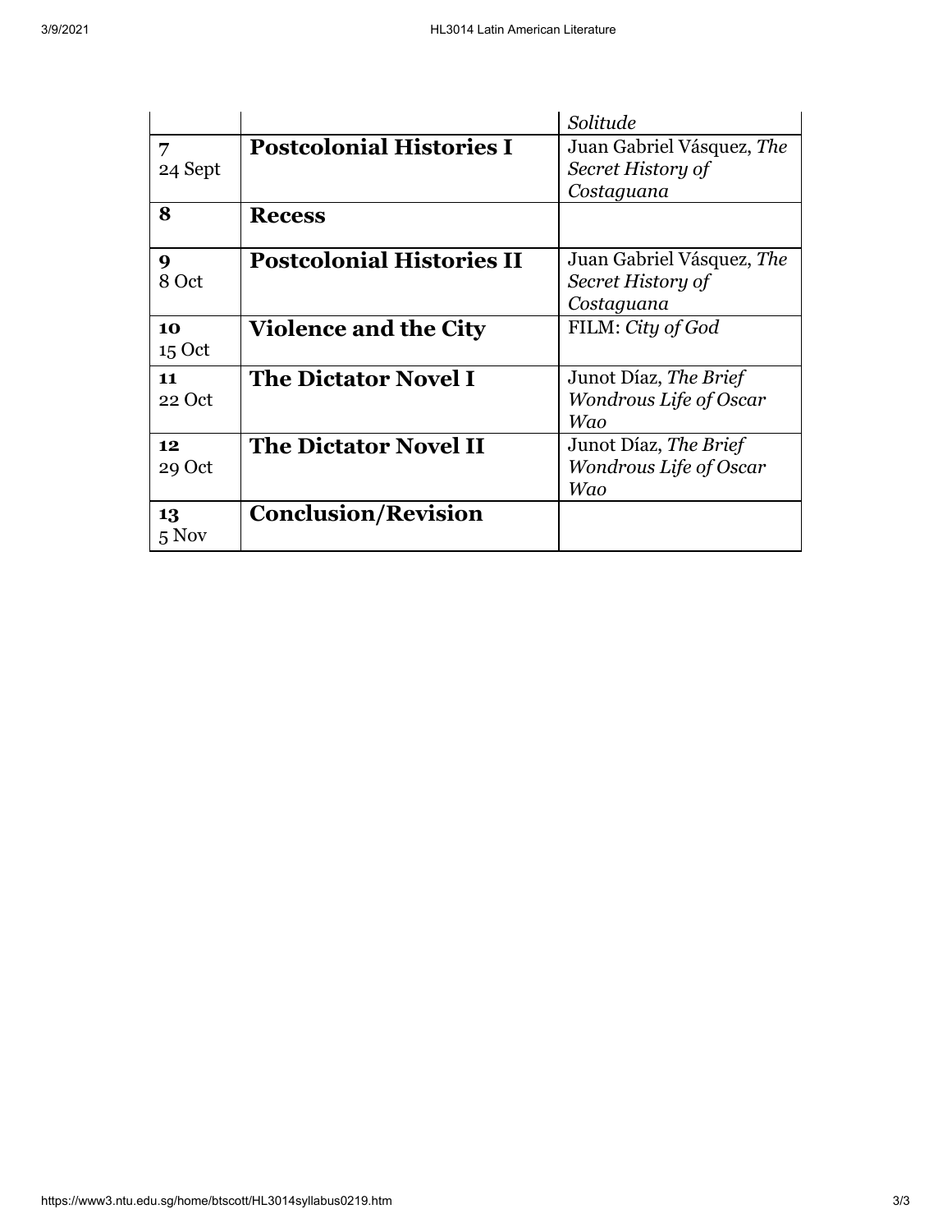| | | |
|---|---|---|
| | | *Solitude* |
| **7** 24 Sept | **Postcolonial Histories I** | Juan Gabriel Vásquez, *The Secret History of Costaguana* |
| **8** | **Recess** | |
| **9** 8 Oct | **Postcolonial Histories II** | Juan Gabriel Vásquez, *The Secret History of Costaguana* |
| **10** 15 Oct | **Violence and the City** | FILM: *City of God* |
| **11** 22 Oct | **The Dictator Novel I** | Junot Díaz, *The Brief Wondrous Life of Oscar Wao* |
| **12** 29 Oct | **The Dictator Novel II** | Junot Díaz, *The Brief Wondrous Life of Oscar Wao* |
| **13** 5 Nov | **Conclusion/Revision** | |